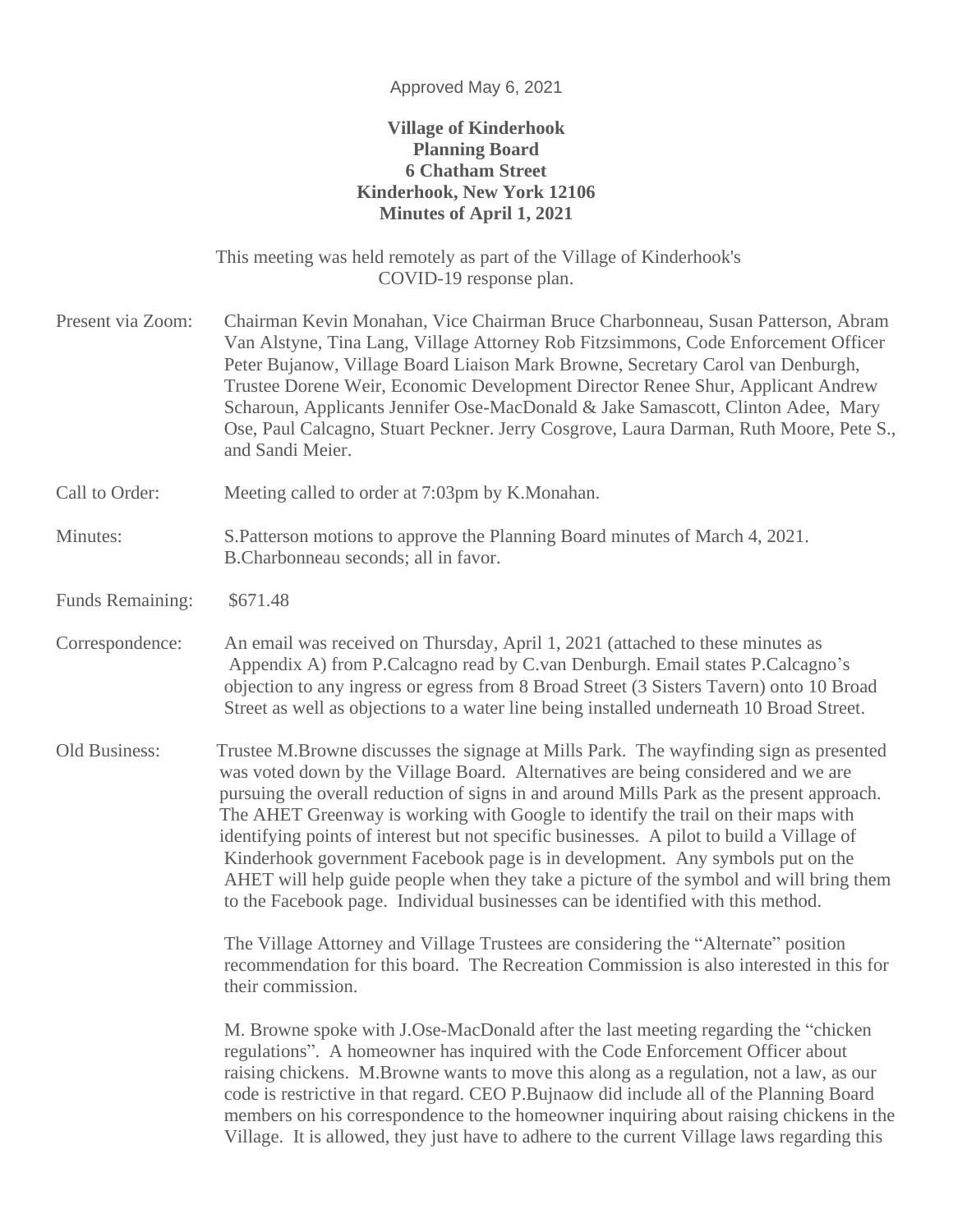Approved May 6, 2021

**Village of Kinderhook**
**Planning Board**
**6 Chatham Street**
**Kinderhook, New York 12106**
**Minutes of April 1, 2021**

This meeting was held remotely as part of the Village of Kinderhook's COVID-19 response plan.

Present via Zoom: Chairman Kevin Monahan, Vice Chairman Bruce Charbonneau, Susan Patterson, Abram Van Alstyne, Tina Lang, Village Attorney Rob Fitzsimmons, Code Enforcement Officer Peter Bujanow, Village Board Liaison Mark Browne, Secretary Carol van Denburgh, Trustee Dorene Weir, Economic Development Director Renee Shur, Applicant Andrew Scharoun, Applicants Jennifer Ose-MacDonald & Jake Samascott, Clinton Adee, Mary Ose, Paul Calcagno, Stuart Peckner. Jerry Cosgrove, Laura Darman, Ruth Moore, Pete S., and Sandi Meier.

Call to Order: Meeting called to order at 7:03pm by K.Monahan.

Minutes: S.Patterson motions to approve the Planning Board minutes of March 4, 2021. B.Charbonneau seconds; all in favor.

Funds Remaining: $671.48

Correspondence: An email was received on Thursday, April 1, 2021 (attached to these minutes as Appendix A) from P.Calcagno read by C.van Denburgh. Email states P.Calcagno's objection to any ingress or egress from 8 Broad Street (3 Sisters Tavern) onto 10 Broad Street as well as objections to a water line being installed underneath 10 Broad Street.

Old Business: Trustee M.Browne discusses the signage at Mills Park. The wayfinding sign as presented was voted down by the Village Board. Alternatives are being considered and we are pursuing the overall reduction of signs in and around Mills Park as the present approach. The AHET Greenway is working with Google to identify the trail on their maps with identifying points of interest but not specific businesses. A pilot to build a Village of Kinderhook government Facebook page is in development. Any symbols put on the AHET will help guide people when they take a picture of the symbol and will bring them to the Facebook page. Individual businesses can be identified with this method.

The Village Attorney and Village Trustees are considering the "Alternate" position recommendation for this board. The Recreation Commission is also interested in this for their commission.

M. Browne spoke with J.Ose-MacDonald after the last meeting regarding the "chicken regulations". A homeowner has inquired with the Code Enforcement Officer about raising chickens. M.Browne wants to move this along as a regulation, not a law, as our code is restrictive in that regard. CEO P.Bujnaow did include all of the Planning Board members on his correspondence to the homeowner inquiring about raising chickens in the Village. It is allowed, they just have to adhere to the current Village laws regarding this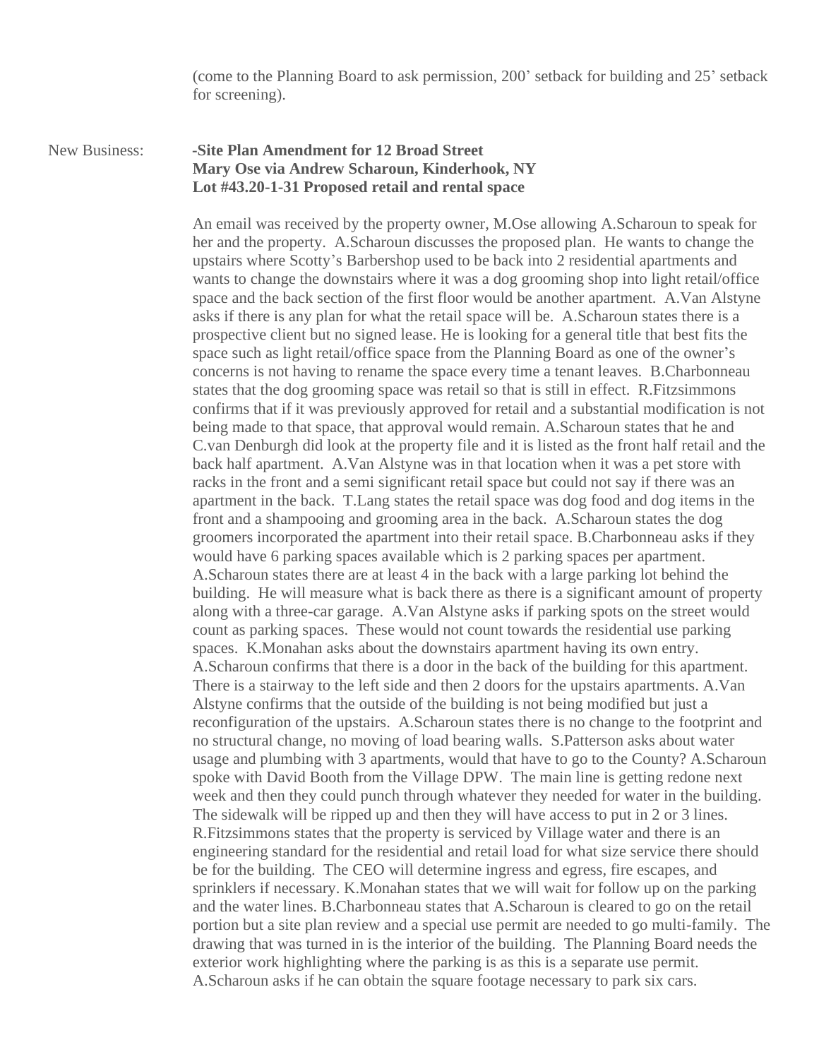(come to the Planning Board to ask permission, 200' setback for building and 25' setback for screening).

New Business: **-Site Plan Amendment for 12 Broad Street**
**Mary Ose via Andrew Scharoun, Kinderhook, NY**
**Lot #43.20-1-31 Proposed retail and rental space**

An email was received by the property owner, M.Ose allowing A.Scharoun to speak for her and the property. A.Scharoun discusses the proposed plan. He wants to change the upstairs where Scotty's Barbershop used to be back into 2 residential apartments and wants to change the downstairs where it was a dog grooming shop into light retail/office space and the back section of the first floor would be another apartment. A.Van Alstyne asks if there is any plan for what the retail space will be. A.Scharoun states there is a prospective client but no signed lease. He is looking for a general title that best fits the space such as light retail/office space from the Planning Board as one of the owner's concerns is not having to rename the space every time a tenant leaves. B.Charbonneau states that the dog grooming space was retail so that is still in effect. R.Fitzsimmons confirms that if it was previously approved for retail and a substantial modification is not being made to that space, that approval would remain. A.Scharoun states that he and C.van Denburgh did look at the property file and it is listed as the front half retail and the back half apartment. A.Van Alstyne was in that location when it was a pet store with racks in the front and a semi significant retail space but could not say if there was an apartment in the back. T.Lang states the retail space was dog food and dog items in the front and a shampooing and grooming area in the back. A.Scharoun states the dog groomers incorporated the apartment into their retail space. B.Charbonneau asks if they would have 6 parking spaces available which is 2 parking spaces per apartment. A.Scharoun states there are at least 4 in the back with a large parking lot behind the building. He will measure what is back there as there is a significant amount of property along with a three-car garage. A.Van Alstyne asks if parking spots on the street would count as parking spaces. These would not count towards the residential use parking spaces. K.Monahan asks about the downstairs apartment having its own entry. A.Scharoun confirms that there is a door in the back of the building for this apartment. There is a stairway to the left side and then 2 doors for the upstairs apartments. A.Van Alstyne confirms that the outside of the building is not being modified but just a reconfiguration of the upstairs. A.Scharoun states there is no change to the footprint and no structural change, no moving of load bearing walls. S.Patterson asks about water usage and plumbing with 3 apartments, would that have to go to the County? A.Scharoun spoke with David Booth from the Village DPW. The main line is getting redone next week and then they could punch through whatever they needed for water in the building. The sidewalk will be ripped up and then they will have access to put in 2 or 3 lines. R.Fitzsimmons states that the property is serviced by Village water and there is an engineering standard for the residential and retail load for what size service there should be for the building. The CEO will determine ingress and egress, fire escapes, and sprinklers if necessary. K.Monahan states that we will wait for follow up on the parking and the water lines. B.Charbonneau states that A.Scharoun is cleared to go on the retail portion but a site plan review and a special use permit are needed to go multi-family. The drawing that was turned in is the interior of the building. The Planning Board needs the exterior work highlighting where the parking is as this is a separate use permit. A.Scharoun asks if he can obtain the square footage necessary to park six cars.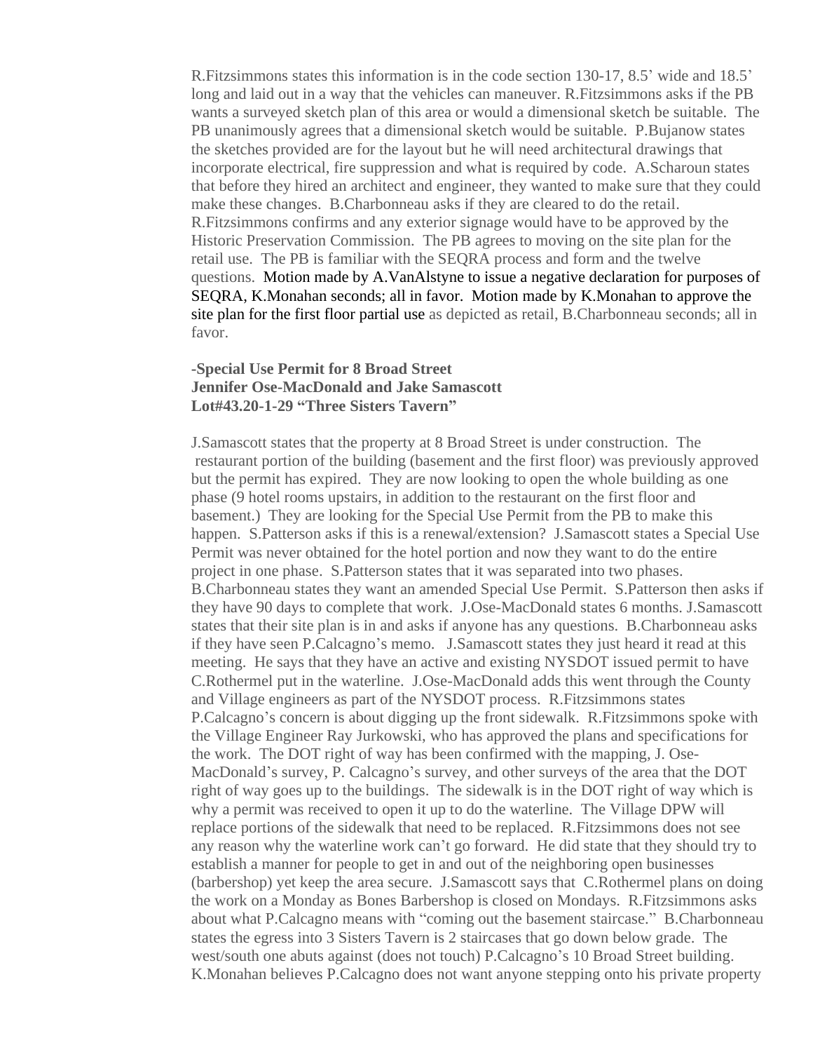R.Fitzsimmons states this information is in the code section 130-17, 8.5' wide and 18.5' long and laid out in a way that the vehicles can maneuver. R.Fitzsimmons asks if the PB wants a surveyed sketch plan of this area or would a dimensional sketch be suitable. The PB unanimously agrees that a dimensional sketch would be suitable. P.Bujanow states the sketches provided are for the layout but he will need architectural drawings that incorporate electrical, fire suppression and what is required by code. A.Scharoun states that before they hired an architect and engineer, they wanted to make sure that they could make these changes. B.Charbonneau asks if they are cleared to do the retail. R.Fitzsimmons confirms and any exterior signage would have to be approved by the Historic Preservation Commission. The PB agrees to moving on the site plan for the retail use. The PB is familiar with the SEQRA process and form and the twelve questions. Motion made by A.VanAlstyne to issue a negative declaration for purposes of SEQRA, K.Monahan seconds; all in favor. Motion made by K.Monahan to approve the site plan for the first floor partial use as depicted as retail, B.Charbonneau seconds; all in favor.

**-Special Use Permit for 8 Broad Street**
**Jennifer Ose-MacDonald and Jake Samascott**
**Lot#43.20-1-29 "Three Sisters Tavern"**

J.Samascott states that the property at 8 Broad Street is under construction. The restaurant portion of the building (basement and the first floor) was previously approved but the permit has expired. They are now looking to open the whole building as one phase (9 hotel rooms upstairs, in addition to the restaurant on the first floor and basement.) They are looking for the Special Use Permit from the PB to make this happen. S.Patterson asks if this is a renewal/extension? J.Samascott states a Special Use Permit was never obtained for the hotel portion and now they want to do the entire project in one phase. S.Patterson states that it was separated into two phases. B.Charbonneau states they want an amended Special Use Permit. S.Patterson then asks if they have 90 days to complete that work. J.Ose-MacDonald states 6 months. J.Samascott states that their site plan is in and asks if anyone has any questions. B.Charbonneau asks if they have seen P.Calcagno's memo. J.Samascott states they just heard it read at this meeting. He says that they have an active and existing NYSDOT issued permit to have C.Rothermel put in the waterline. J.Ose-MacDonald adds this went through the County and Village engineers as part of the NYSDOT process. R.Fitzsimmons states P.Calcagno's concern is about digging up the front sidewalk. R.Fitzsimmons spoke with the Village Engineer Ray Jurkowski, who has approved the plans and specifications for the work. The DOT right of way has been confirmed with the mapping, J. Ose-MacDonald's survey, P. Calcagno's survey, and other surveys of the area that the DOT right of way goes up to the buildings. The sidewalk is in the DOT right of way which is why a permit was received to open it up to do the waterline. The Village DPW will replace portions of the sidewalk that need to be replaced. R.Fitzsimmons does not see any reason why the waterline work can't go forward. He did state that they should try to establish a manner for people to get in and out of the neighboring open businesses (barbershop) yet keep the area secure. J.Samascott says that C.Rothermel plans on doing the work on a Monday as Bones Barbershop is closed on Mondays. R.Fitzsimmons asks about what P.Calcagno means with "coming out the basement staircase." B.Charbonneau states the egress into 3 Sisters Tavern is 2 staircases that go down below grade. The west/south one abuts against (does not touch) P.Calcagno's 10 Broad Street building. K.Monahan believes P.Calcagno does not want anyone stepping onto his private property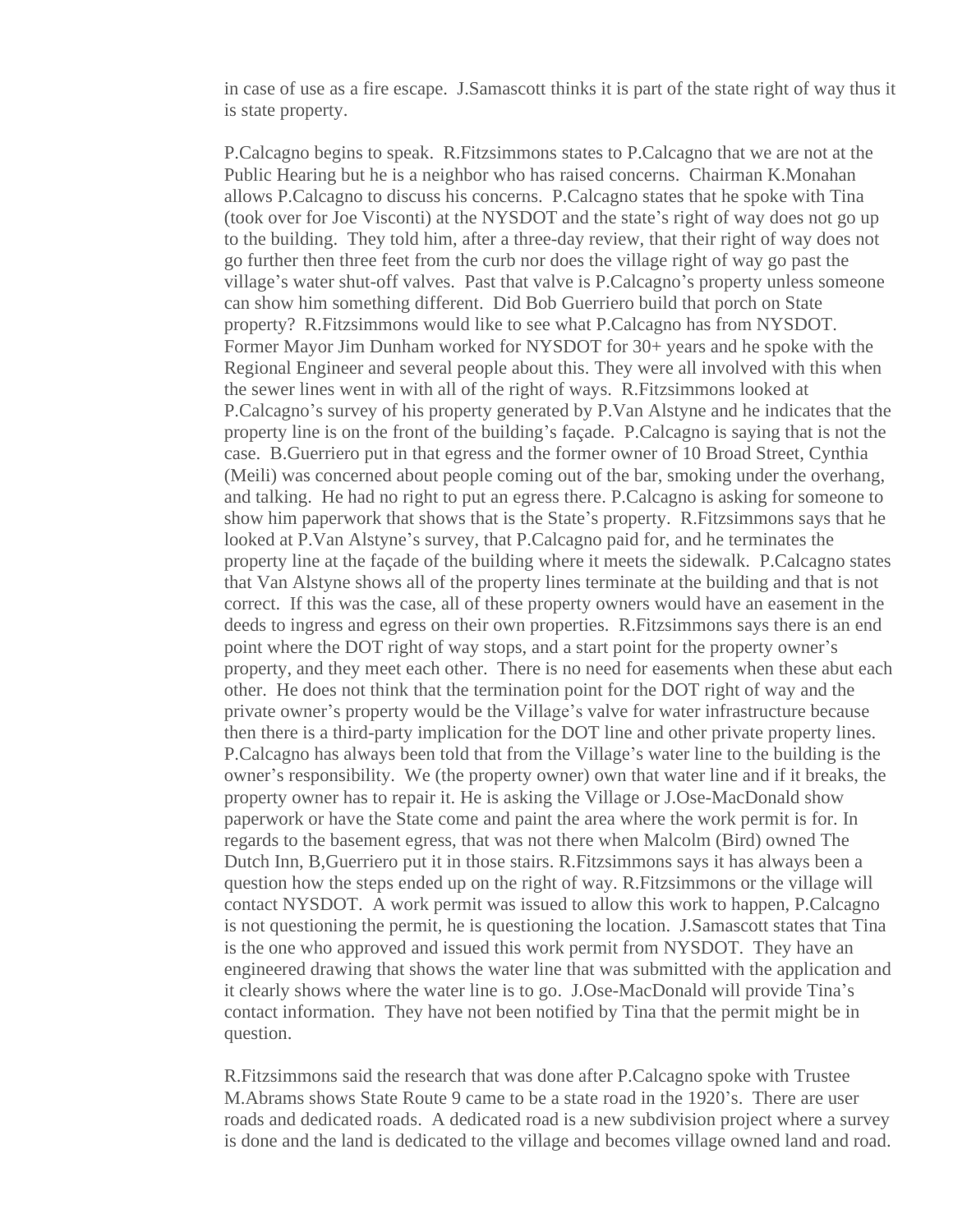in case of use as a fire escape.  J.Samascott thinks it is part of the state right of way thus it is state property.

P.Calcagno begins to speak.  R.Fitzsimmons states to P.Calcagno that we are not at the Public Hearing but he is a neighbor who has raised concerns.  Chairman K.Monahan allows P.Calcagno to discuss his concerns.  P.Calcagno states that he spoke with Tina (took over for Joe Visconti) at the NYSDOT and the state's right of way does not go up to the building.  They told him, after a three-day review, that their right of way does not go further then three feet from the curb nor does the village right of way go past the village's water shut-off valves.  Past that valve is P.Calcagno's property unless someone can show him something different.  Did Bob Guerriero build that porch on State property?  R.Fitzsimmons would like to see what P.Calcagno has from NYSDOT.  Former Mayor Jim Dunham worked for NYSDOT for 30+ years and he spoke with the Regional Engineer and several people about this. They were all involved with this when the sewer lines went in with all of the right of ways.  R.Fitzsimmons looked at P.Calcagno's survey of his property generated by P.Van Alstyne and he indicates that the property line is on the front of the building's façade.  P.Calcagno is saying that is not the case.  B.Guerriero put in that egress and the former owner of 10 Broad Street, Cynthia (Meili) was concerned about people coming out of the bar, smoking under the overhang, and talking.  He had no right to put an egress there. P.Calcagno is asking for someone to show him paperwork that shows that is the State's property.  R.Fitzsimmons says that he looked at P.Van Alstyne's survey, that P.Calcagno paid for, and he terminates the property line at the façade of the building where it meets the sidewalk.  P.Calcagno states that Van Alstyne shows all of the property lines terminate at the building and that is not correct.  If this was the case, all of these property owners would have an easement in the deeds to ingress and egress on their own properties.  R.Fitzsimmons says there is an end point where the DOT right of way stops, and a start point for the property owner's property, and they meet each other.  There is no need for easements when these abut each other.  He does not think that the termination point for the DOT right of way and the private owner's property would be the Village's valve for water infrastructure because then there is a third-party implication for the DOT line and other private property lines.  P.Calcagno has always been told that from the Village's water line to the building is the owner's responsibility.  We (the property owner) own that water line and if it breaks, the property owner has to repair it. He is asking the Village or J.Ose-MacDonald show paperwork or have the State come and paint the area where the work permit is for. In regards to the basement egress, that was not there when Malcolm (Bird) owned The Dutch Inn, B,Guerriero put it in those stairs. R.Fitzsimmons says it has always been a question how the steps ended up on the right of way. R.Fitzsimmons or the village will contact NYSDOT.  A work permit was issued to allow this work to happen, P.Calcagno is not questioning the permit, he is questioning the location.  J.Samascott states that Tina is the one who approved and issued this work permit from NYSDOT.  They have an engineered drawing that shows the water line that was submitted with the application and it clearly shows where the water line is to go.  J.Ose-MacDonald will provide Tina's contact information.  They have not been notified by Tina that the permit might be in question.

R.Fitzsimmons said the research that was done after P.Calcagno spoke with Trustee M.Abrams shows State Route 9 came to be a state road in the 1920's.  There are user roads and dedicated roads.  A dedicated road is a new subdivision project where a survey is done and the land is dedicated to the village and becomes village owned land and road.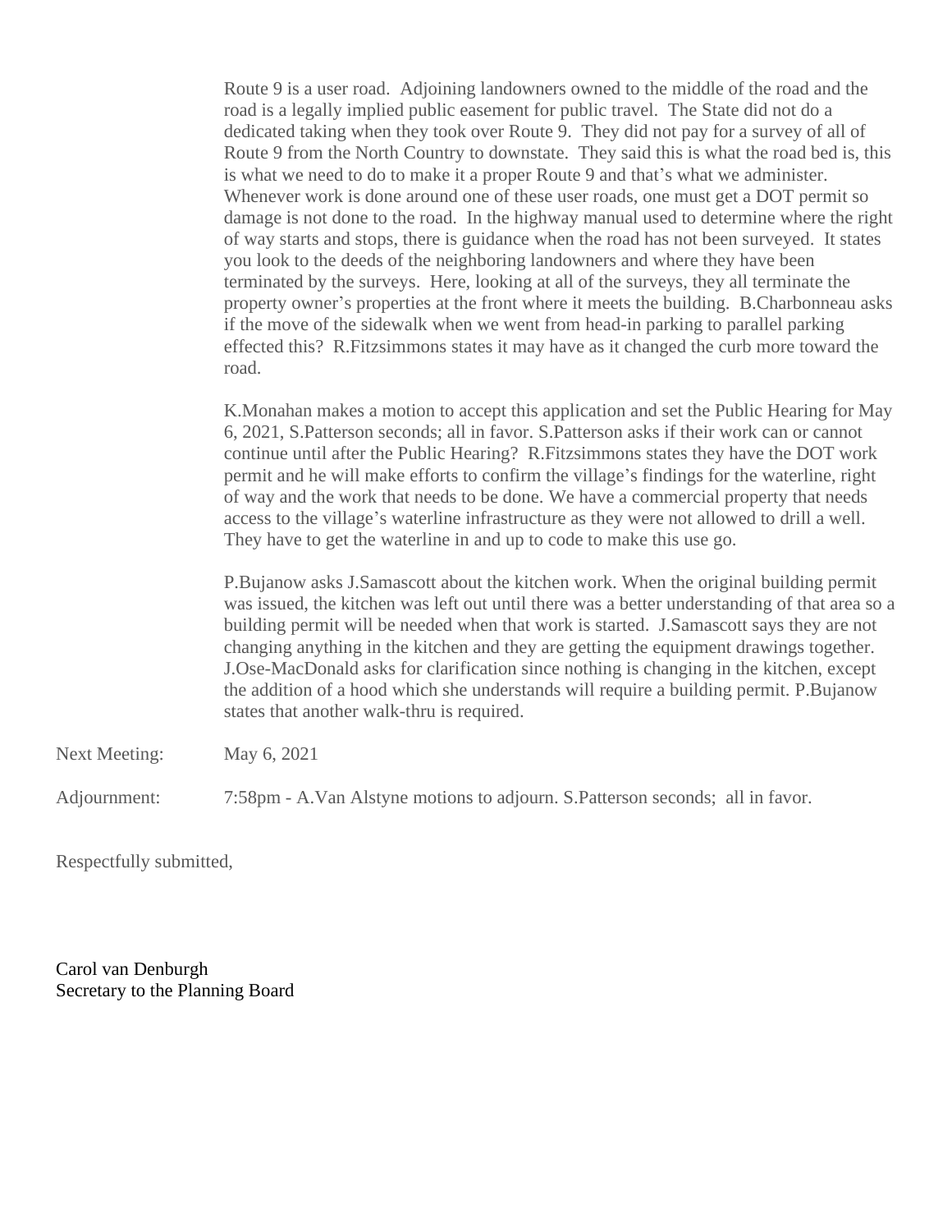Route 9 is a user road. Adjoining landowners owned to the middle of the road and the road is a legally implied public easement for public travel. The State did not do a dedicated taking when they took over Route 9. They did not pay for a survey of all of Route 9 from the North Country to downstate. They said this is what the road bed is, this is what we need to do to make it a proper Route 9 and that's what we administer. Whenever work is done around one of these user roads, one must get a DOT permit so damage is not done to the road. In the highway manual used to determine where the right of way starts and stops, there is guidance when the road has not been surveyed. It states you look to the deeds of the neighboring landowners and where they have been terminated by the surveys. Here, looking at all of the surveys, they all terminate the property owner's properties at the front where it meets the building. B.Charbonneau asks if the move of the sidewalk when we went from head-in parking to parallel parking effected this? R.Fitzsimmons states it may have as it changed the curb more toward the road.

K.Monahan makes a motion to accept this application and set the Public Hearing for May 6, 2021, S.Patterson seconds; all in favor. S.Patterson asks if their work can or cannot continue until after the Public Hearing? R.Fitzsimmons states they have the DOT work permit and he will make efforts to confirm the village's findings for the waterline, right of way and the work that needs to be done. We have a commercial property that needs access to the village's waterline infrastructure as they were not allowed to drill a well. They have to get the waterline in and up to code to make this use go.

P.Bujanow asks J.Samascott about the kitchen work. When the original building permit was issued, the kitchen was left out until there was a better understanding of that area so a building permit will be needed when that work is started. J.Samascott says they are not changing anything in the kitchen and they are getting the equipment drawings together. J.Ose-MacDonald asks for clarification since nothing is changing in the kitchen, except the addition of a hood which she understands will require a building permit. P.Bujanow states that another walk-thru is required.

Next Meeting: May 6, 2021

Adjournment: 7:58pm - A.Van Alstyne motions to adjourn. S.Patterson seconds; all in favor.

Respectfully submitted,

Carol van Denburgh
Secretary to the Planning Board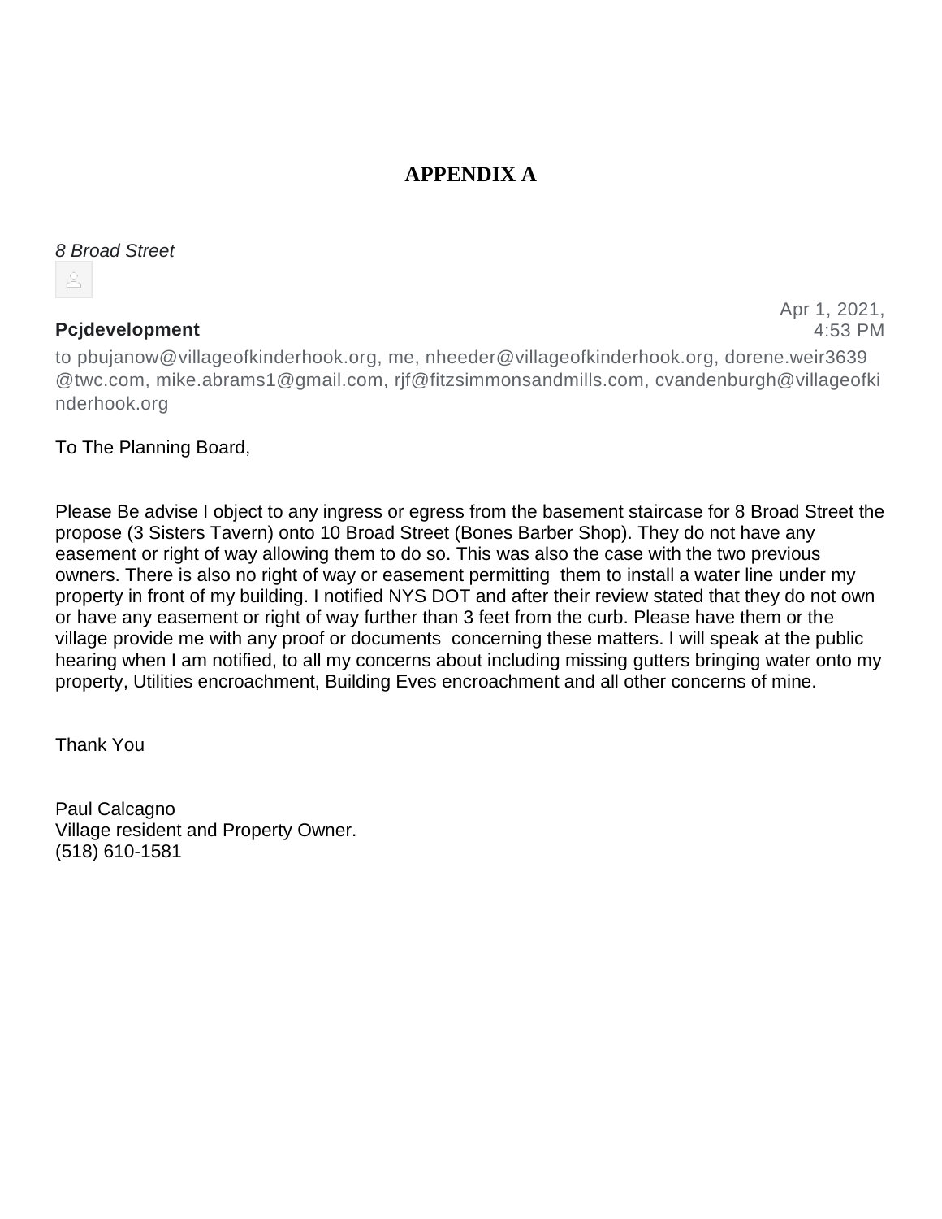# APPENDIX A

*8 Broad Street*

**Pcjdevelopment**

Apr 1, 2021, 4:53 PM

to pbujanow@villageofkinderhook.org, me, nheeder@villageofkinderhook.org, dorene.weir3639@twc.com, mike.abrams1@gmail.com, rjf@fitzsimmonsandmills.com, cvandenburgh@villageofkinderhook.org

To The Planning Board,

Please Be advise I object to any ingress or egress from the basement staircase for 8 Broad Street the propose (3 Sisters Tavern) onto 10 Broad Street (Bones Barber Shop). They do not have any easement or right of way allowing them to do so. This was also the case with the two previous owners. There is also no right of way or easement permitting  them to install a water line under my property in front of my building. I notified NYS DOT and after their review stated that they do not own or have any easement or right of way further than 3 feet from the curb. Please have them or the village provide me with any proof or documents  concerning these matters. I will speak at the public hearing when I am notified, to all my concerns about including missing gutters bringing water onto my property, Utilities encroachment, Building Eves encroachment and all other concerns of mine.

Thank You

Paul Calcagno
Village resident and Property Owner.
(518) 610-1581